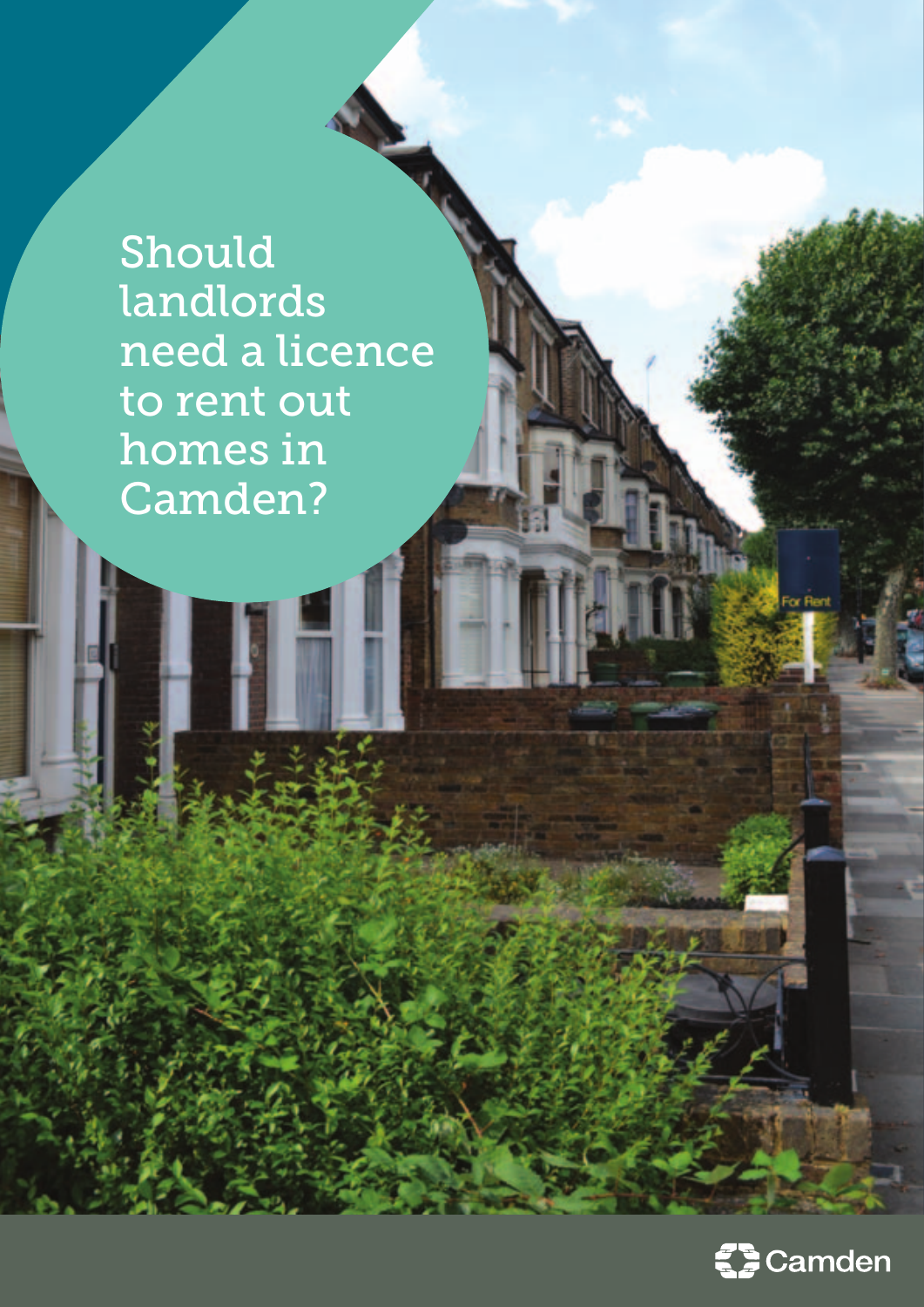# Should landlords need a licence to rent out homes in Camden?

Camden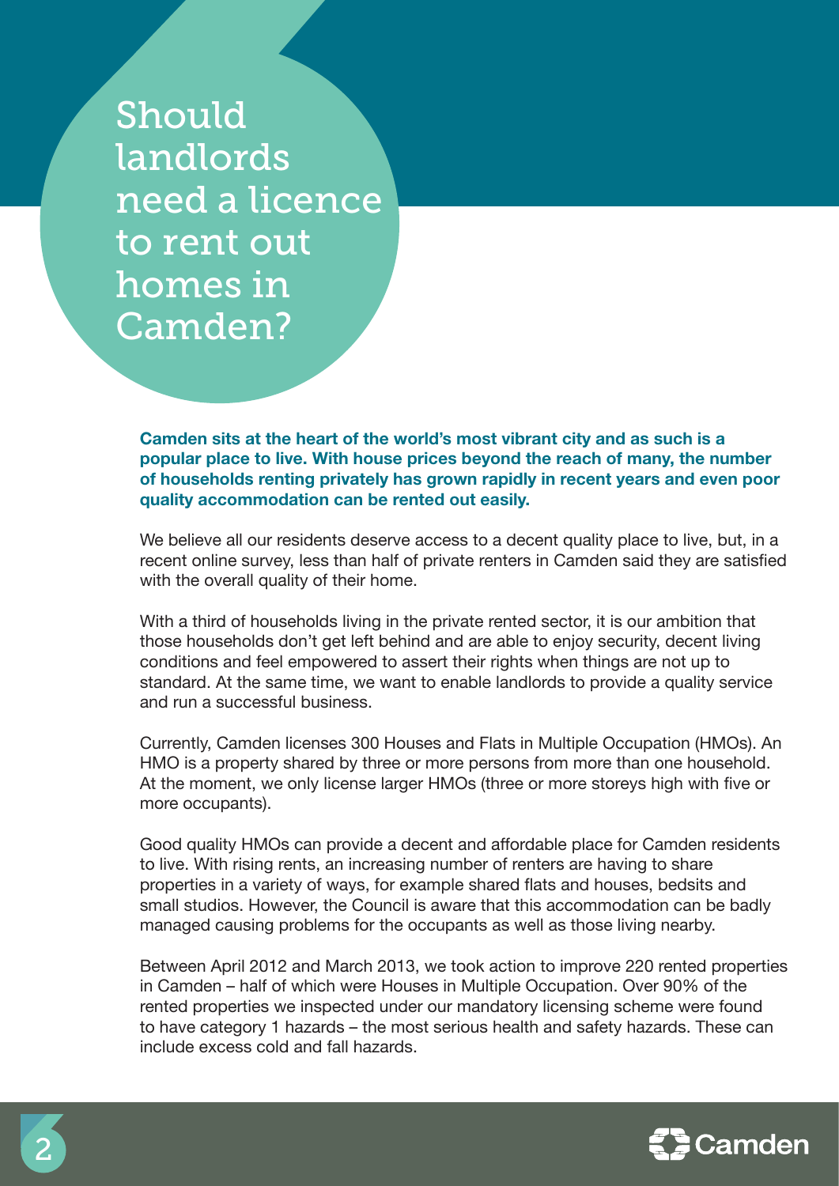# Should landlords need a licence to rent out homes in Camden?

**Camden sits at the heart of the world's most vibrant city and as such is a popular place to live. With house prices beyond the reach of many, the number of households renting privately has grown rapidly in recent years and even poor quality accommodation can be rented out easily.**

We believe all our residents deserve access to a decent quality place to live, but, in a recent online survey, less than half of private renters in Camden said they are satisfied with the overall quality of their home.

With a third of households living in the private rented sector, it is our ambition that those households don't get left behind and are able to enjoy security, decent living conditions and feel empowered to assert their rights when things are not up to standard. At the same time, we want to enable landlords to provide a quality service and run a successful business.

Currently, Camden licenses 300 Houses and Flats in Multiple Occupation (HMOs). An HMO is a property shared by three or more persons from more than one household. At the moment, we only license larger HMOs (three or more storeys high with five or more occupants).

Good quality HMOs can provide a decent and affordable place for Camden residents to live. With rising rents, an increasing number of renters are having to share properties in a variety of ways, for example shared flats and houses, bedsits and small studios. However, the Council is aware that this accommodation can be badly managed causing problems for the occupants as well as those living nearby.

Between April 2012 and March 2013, we took action to improve 220 rented properties in Camden – half of which were Houses in Multiple Occupation. Over 90% of the rented properties we inspected under our mandatory licensing scheme were found to have category 1 hazards – the most serious health and safety hazards. These can include excess cold and fall hazards.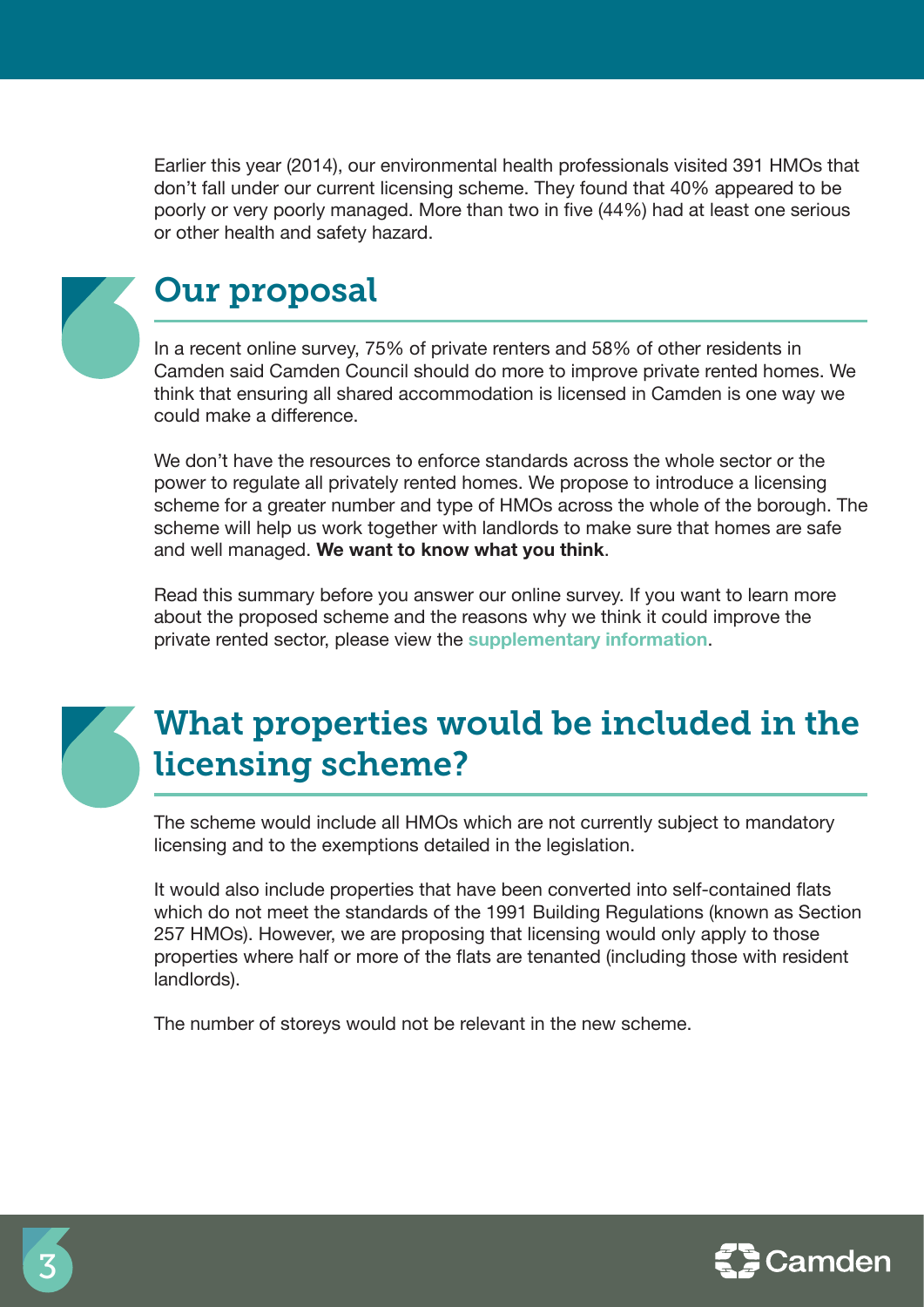Earlier this year (2014), our environmental health professionals visited 391 HMOs that don't fall under our current licensing scheme. They found that 40% appeared to be poorly or very poorly managed. More than two in five (44%) had at least one serious or other health and safety hazard.

## Our proposal

In a recent online survey, 75% of private renters and 58% of other residents in Camden said Camden Council should do more to improve private rented homes. We think that ensuring all shared accommodation is licensed in Camden is one way we could make a difference.

We don't have the resources to enforce standards across the whole sector or the power to regulate all privately rented homes. We propose to introduce a licensing scheme for a greater number and type of HMOs across the whole of the borough. The scheme will help us work together with landlords to make sure that homes are safe and well managed. **We want to know what you think**.

Read this summary before you answer our online survey. If you want to learn more about the proposed scheme and the reasons why we think it could improve the private rented sector, please view the **supplementary information**.

## What properties would be included in the licensing scheme?

The scheme would include all HMOs which are not currently subject to mandatory licensing and to the exemptions detailed in the legislation.

It would also include properties that have been converted into self-contained flats which do not meet the standards of the 1991 Building Regulations (known as Section 257 HMOs). However, we are proposing that licensing would only apply to those properties where half or more of the flats are tenanted (including those with resident landlords).

The number of storeys would not be relevant in the new scheme.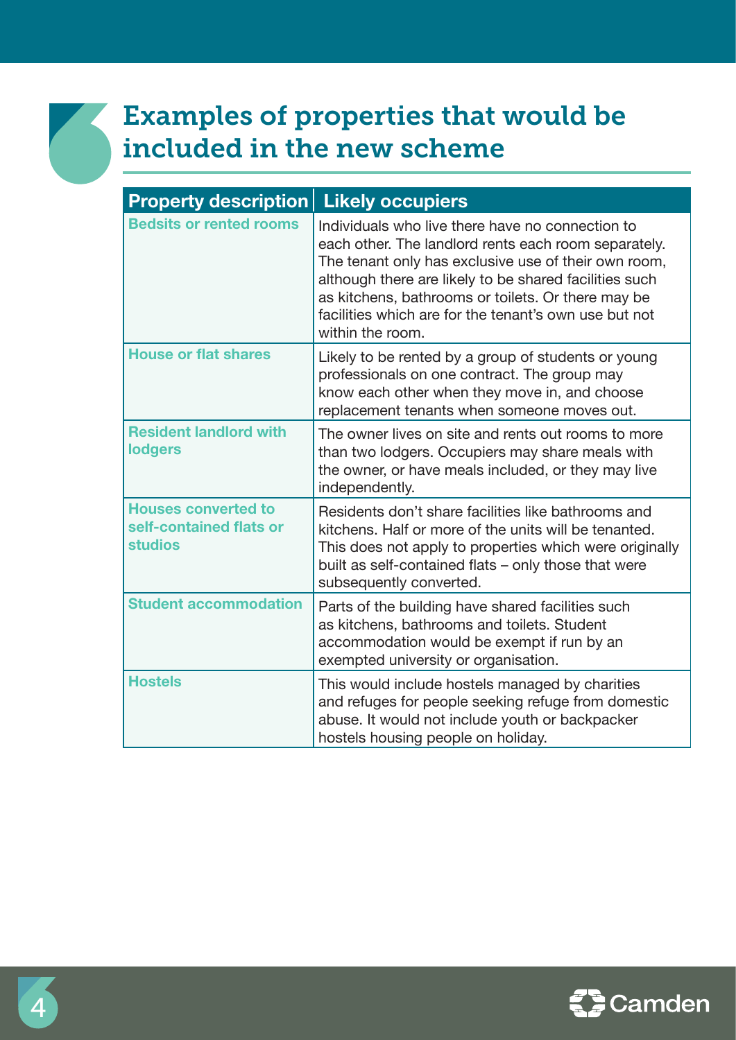## Examples of properties that would be included in the new scheme

| Property description | Likely occupiers |
|---|---|
| **Bedsits or rented rooms** | Individuals who live there have no connection to each other. The landlord rents each room separately. The tenant only has exclusive use of their own room, although there are likely to be shared facilities such as kitchens, bathrooms or toilets. Or there may be facilities which are for the tenant's own use but not within the room. |
| **House or flat shares** | Likely to be rented by a group of students or young professionals on one contract. The group may know each other when they move in, and choose replacement tenants when someone moves out. |
| **Resident landlord with lodgers** | The owner lives on site and rents out rooms to more than two lodgers. Occupiers may share meals with the owner, or have meals included, or they may live independently. |
| **Houses converted to self-contained flats or studios** | Residents don't share facilities like bathrooms and kitchens. Half or more of the units will be tenanted. This does not apply to properties which were originally built as self-contained flats – only those that were subsequently converted. |
| **Student accommodation** | Parts of the building have shared facilities such as kitchens, bathrooms and toilets. Student accommodation would be exempt if run by an exempted university or organisation. |
| **Hostels** | This would include hostels managed by charities and refuges for people seeking refuge from domestic abuse. It would not include youth or backpacker hostels housing people on holiday. |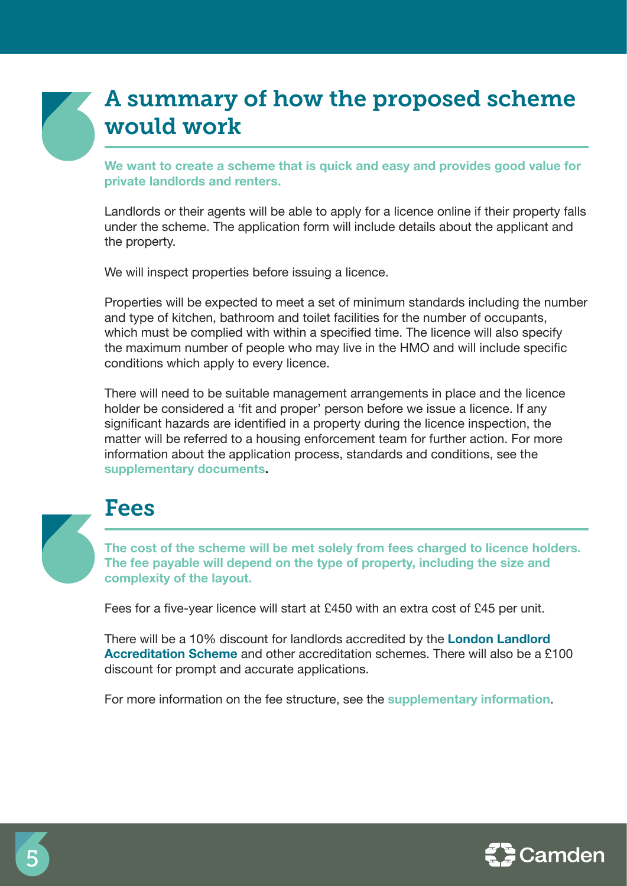## A summary of how the proposed scheme would work

**We want to create a scheme that is quick and easy and provides good value for private landlords and renters.**

Landlords or their agents will be able to apply for a licence online if their property falls under the scheme. The application form will include details about the applicant and the property.

We will inspect properties before issuing a licence.

Properties will be expected to meet a set of minimum standards including the number and type of kitchen, bathroom and toilet facilities for the number of occupants, which must be complied with within a specified time. The licence will also specify the maximum number of people who may live in the HMO and will include specific conditions which apply to every licence.

There will need to be suitable management arrangements in place and the licence holder be considered a 'fit and proper' person before we issue a licence. If any significant hazards are identified in a property during the licence inspection, the matter will be referred to a housing enforcement team for further action. For more information about the application process, standards and conditions, see the **supplementary documents**.

## Fees

**The cost of the scheme will be met solely from fees charged to licence holders. The fee payable will depend on the type of property, including the size and complexity of the layout.**

Fees for a five-year licence will start at £450 with an extra cost of £45 per unit.

There will be a 10% discount for landlords accredited by the **London Landlord Accreditation Scheme** and other accreditation schemes. There will also be a £100 discount for prompt and accurate applications.

For more information on the fee structure, see the **supplementary information**.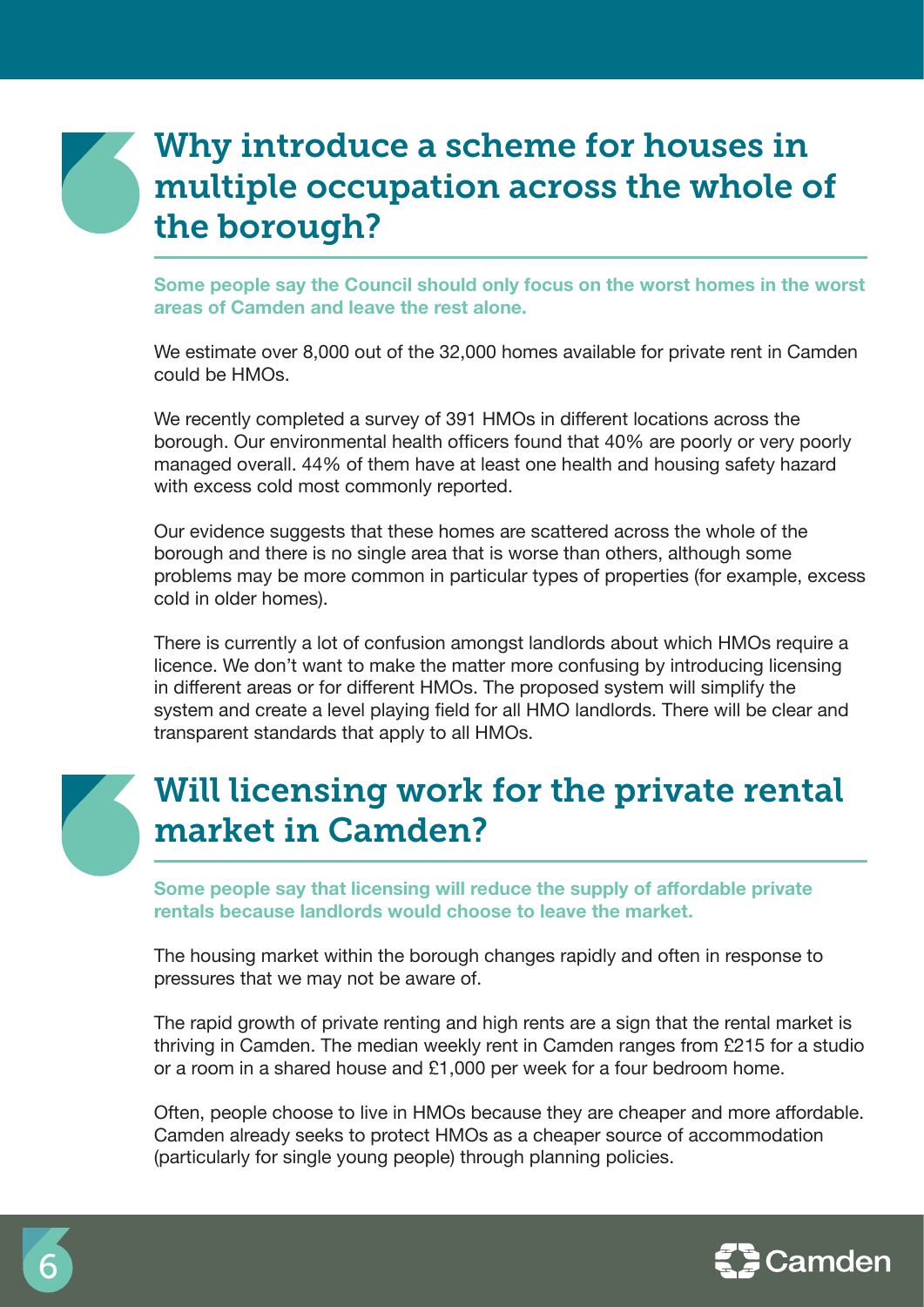## Why introduce a scheme for houses in multiple occupation across the whole of the borough?

**Some people say the Council should only focus on the worst homes in the worst areas of Camden and leave the rest alone.**

We estimate over 8,000 out of the 32,000 homes available for private rent in Camden could be HMOs.

We recently completed a survey of 391 HMOs in different locations across the borough. Our environmental health officers found that 40% are poorly or very poorly managed overall. 44% of them have at least one health and housing safety hazard with excess cold most commonly reported.

Our evidence suggests that these homes are scattered across the whole of the borough and there is no single area that is worse than others, although some problems may be more common in particular types of properties (for example, excess cold in older homes).

There is currently a lot of confusion amongst landlords about which HMOs require a licence. We don't want to make the matter more confusing by introducing licensing in different areas or for different HMOs. The proposed system will simplify the system and create a level playing field for all HMO landlords. There will be clear and transparent standards that apply to all HMOs.

## Will licensing work for the private rental market in Camden?

**Some people say that licensing will reduce the supply of affordable private rentals because landlords would choose to leave the market.**

The housing market within the borough changes rapidly and often in response to pressures that we may not be aware of.

The rapid growth of private renting and high rents are a sign that the rental market is thriving in Camden. The median weekly rent in Camden ranges from £215 for a studio or a room in a shared house and £1,000 per week for a four bedroom home.

Often, people choose to live in HMOs because they are cheaper and more affordable. Camden already seeks to protect HMOs as a cheaper source of accommodation (particularly for single young people) through planning policies.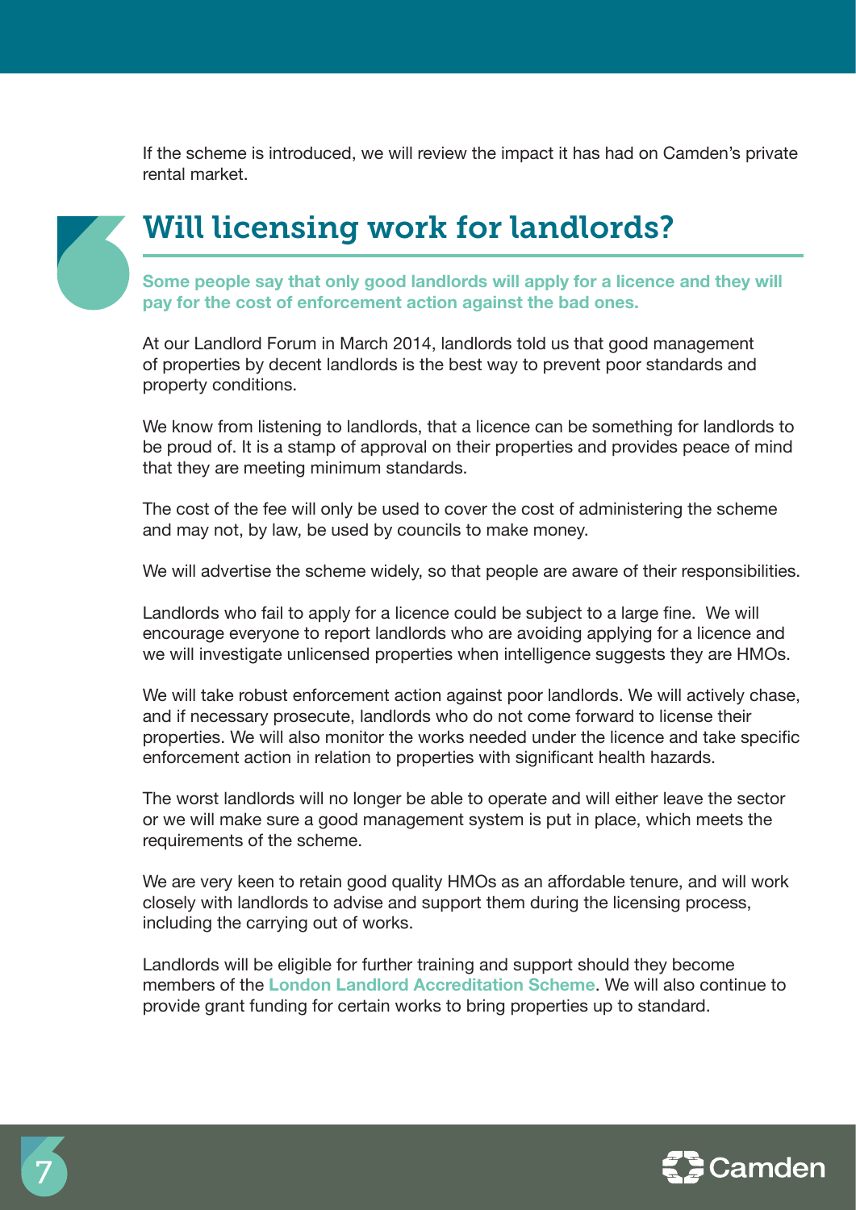If the scheme is introduced, we will review the impact it has had on Camden's private rental market.

## Will licensing work for landlords?

**Some people say that only good landlords will apply for a licence and they will pay for the cost of enforcement action against the bad ones.**

At our Landlord Forum in March 2014, landlords told us that good management of properties by decent landlords is the best way to prevent poor standards and property conditions.

We know from listening to landlords, that a licence can be something for landlords to be proud of. It is a stamp of approval on their properties and provides peace of mind that they are meeting minimum standards.

The cost of the fee will only be used to cover the cost of administering the scheme and may not, by law, be used by councils to make money.

We will advertise the scheme widely, so that people are aware of their responsibilities.

Landlords who fail to apply for a licence could be subject to a large fine. We will encourage everyone to report landlords who are avoiding applying for a licence and we will investigate unlicensed properties when intelligence suggests they are HMOs.

We will take robust enforcement action against poor landlords. We will actively chase, and if necessary prosecute, landlords who do not come forward to license their properties. We will also monitor the works needed under the licence and take specific enforcement action in relation to properties with significant health hazards.

The worst landlords will no longer be able to operate and will either leave the sector or we will make sure a good management system is put in place, which meets the requirements of the scheme.

We are very keen to retain good quality HMOs as an affordable tenure, and will work closely with landlords to advise and support them during the licensing process, including the carrying out of works.

Landlords will be eligible for further training and support should they become members of the **London Landlord Accreditation Scheme**. We will also continue to provide grant funding for certain works to bring properties up to standard.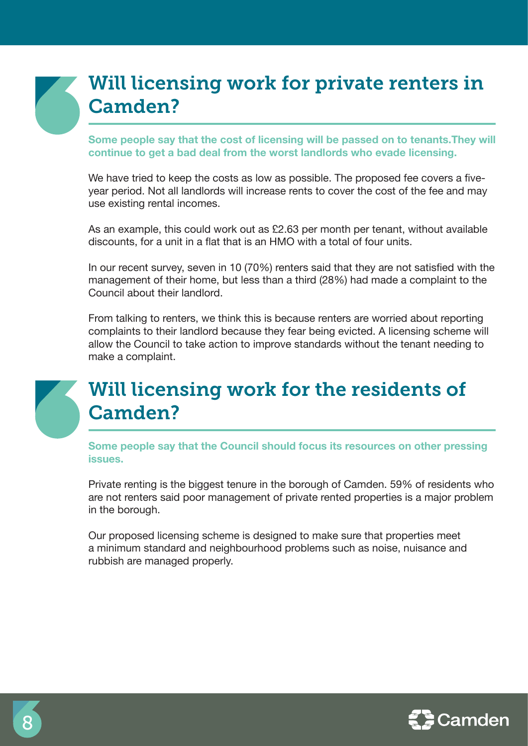## Will licensing work for private renters in Camden?

**Some people say that the cost of licensing will be passed on to tenants.They will continue to get a bad deal from the worst landlords who evade licensing.**

We have tried to keep the costs as low as possible. The proposed fee covers a five-year period. Not all landlords will increase rents to cover the cost of the fee and may use existing rental incomes.

As an example, this could work out as £2.63 per month per tenant, without available discounts, for a unit in a flat that is an HMO with a total of four units.

In our recent survey, seven in 10 (70%) renters said that they are not satisfied with the management of their home, but less than a third (28%) had made a complaint to the Council about their landlord.

From talking to renters, we think this is because renters are worried about reporting complaints to their landlord because they fear being evicted. A licensing scheme will allow the Council to take action to improve standards without the tenant needing to make a complaint.

## Will licensing work for the residents of Camden?

**Some people say that the Council should focus its resources on other pressing issues.**

Private renting is the biggest tenure in the borough of Camden. 59% of residents who are not renters said poor management of private rented properties is a major problem in the borough.

Our proposed licensing scheme is designed to make sure that properties meet a minimum standard and neighbourhood problems such as noise, nuisance and rubbish are managed properly.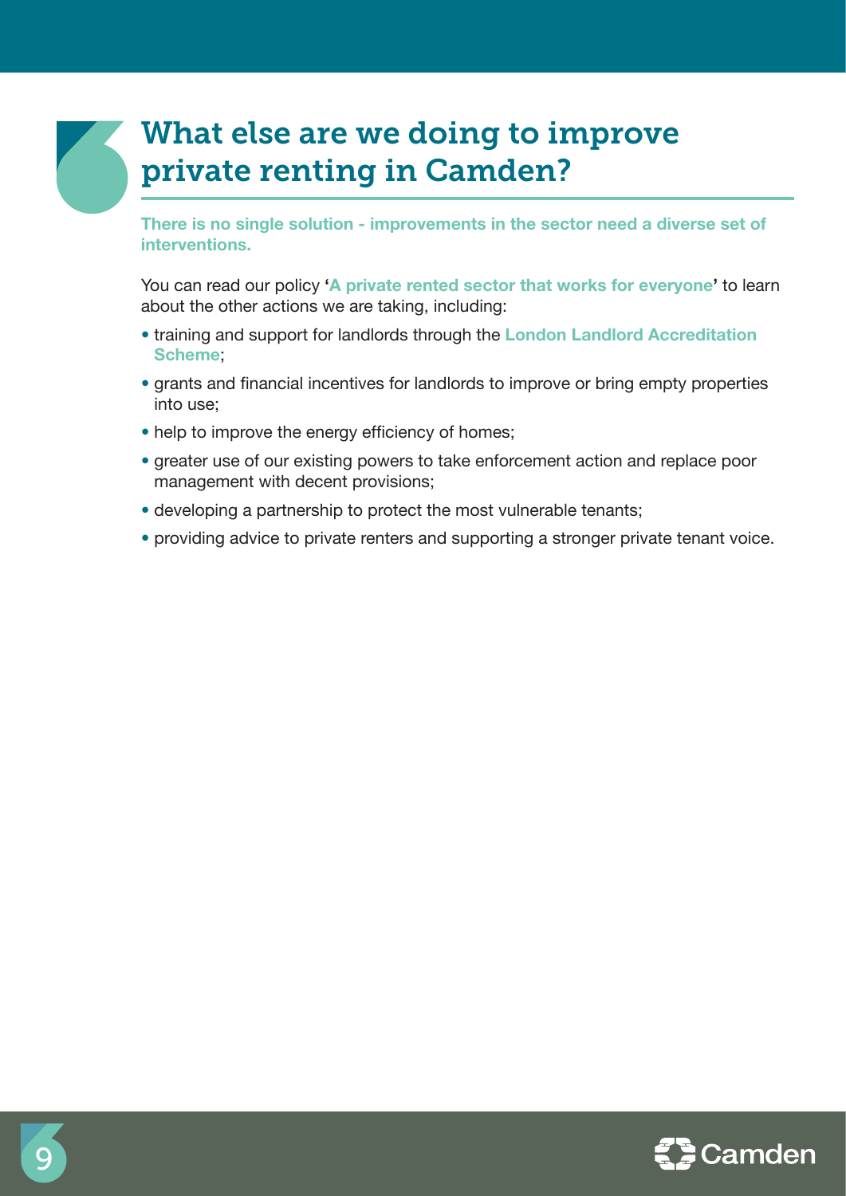# What else are we doing to improve private renting in Camden?

**There is no single solution - improvements in the sector need a diverse set of interventions.**

You can read our policy '**A private rented sector that works for everyone**' to learn about the other actions we are taking, including:

- training and support for landlords through the **London Landlord Accreditation Scheme**;
- grants and financial incentives for landlords to improve or bring empty properties into use;
- help to improve the energy efficiency of homes;
- greater use of our existing powers to take enforcement action and replace poor management with decent provisions;
- developing a partnership to protect the most vulnerable tenants;
- providing advice to private renters and supporting a stronger private tenant voice.